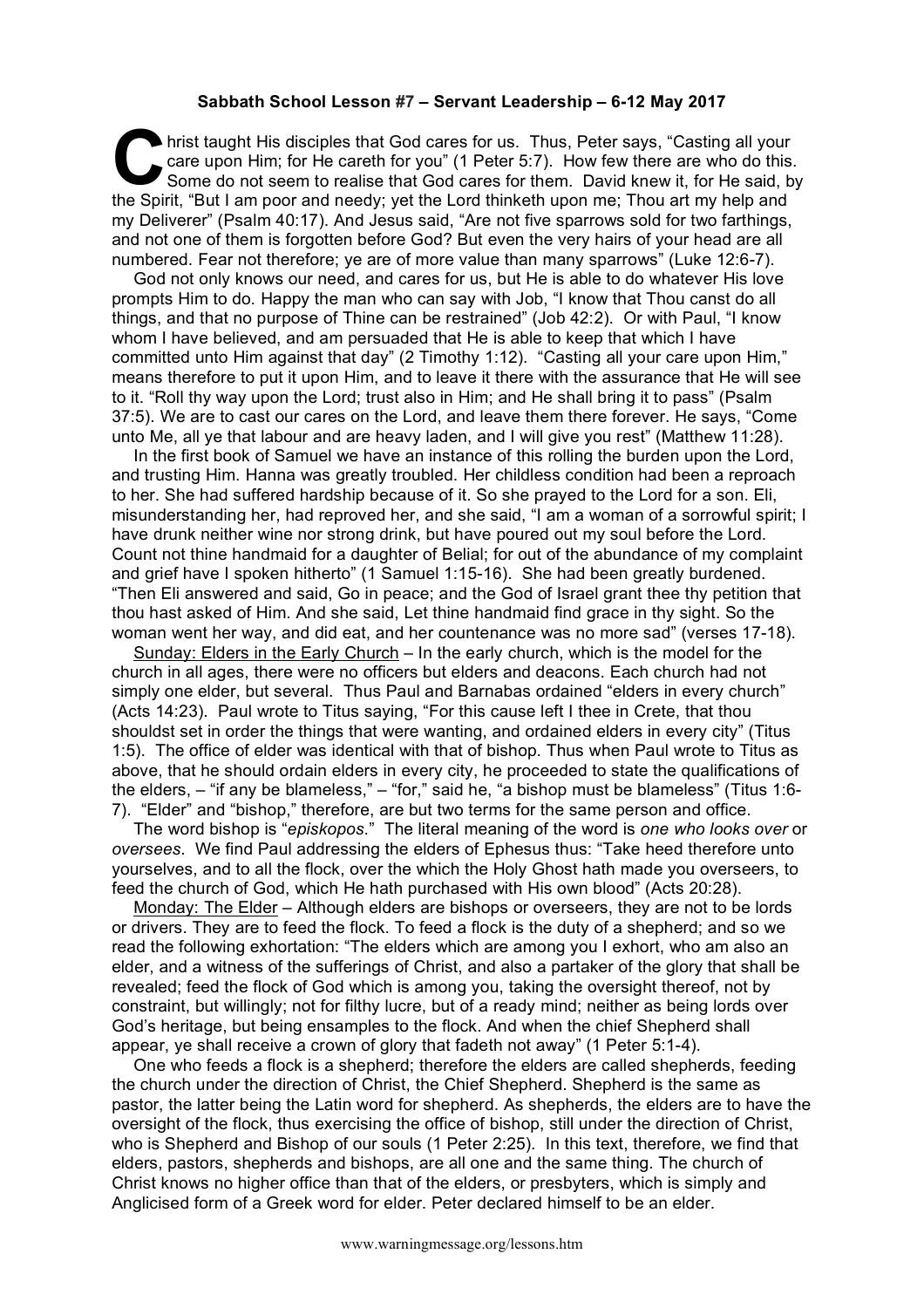**Sabbath School Lesson #7 – Servant Leadership – 6-12 May 2017**

Christ taught His disciples that God cares for us. Thus, Peter says, "Casting all your care upon Him; for He careth for you" (1 Peter 5:7). How few there are who do this. Some do not seem to realise that God cares for them. David knew it, for He said, by the Spirit, "But I am poor and needy; yet the Lord thinketh upon me; Thou art my help and my Deliverer" (Psalm 40:17). And Jesus said, "Are not five sparrows sold for two farthings, and not one of them is forgotten before God? But even the very hairs of your head are all numbered. Fear not therefore; ye are of more value than many sparrows" (Luke 12:6-7).

God not only knows our need, and cares for us, but He is able to do whatever His love prompts Him to do. Happy the man who can say with Job, "I know that Thou canst do all things, and that no purpose of Thine can be restrained" (Job 42:2). Or with Paul, "I know whom I have believed, and am persuaded that He is able to keep that which I have committed unto Him against that day" (2 Timothy 1:12). "Casting all your care upon Him," means therefore to put it upon Him, and to leave it there with the assurance that He will see to it. "Roll thy way upon the Lord; trust also in Him; and He shall bring it to pass" (Psalm 37:5). We are to cast our cares on the Lord, and leave them there forever. He says, "Come unto Me, all ye that labour and are heavy laden, and I will give you rest" (Matthew 11:28).

In the first book of Samuel we have an instance of this rolling the burden upon the Lord, and trusting Him. Hanna was greatly troubled. Her childless condition had been a reproach to her. She had suffered hardship because of it. So she prayed to the Lord for a son. Eli, misunderstanding her, had reproved her, and she said, "I am a woman of a sorrowful spirit; I have drunk neither wine nor strong drink, but have poured out my soul before the Lord. Count not thine handmaid for a daughter of Belial; for out of the abundance of my complaint and grief have I spoken hitherto" (1 Samuel 1:15-16). She had been greatly burdened. "Then Eli answered and said, Go in peace; and the God of Israel grant thee thy petition that thou hast asked of Him. And she said, Let thine handmaid find grace in thy sight. So the woman went her way, and did eat, and her countenance was no more sad" (verses 17-18).

<u>Sunday: Elders in the Early Church</u> – In the early church, which is the model for the church in all ages, there were no officers but elders and deacons. Each church had not simply one elder, but several. Thus Paul and Barnabas ordained "elders in every church" (Acts 14:23). Paul wrote to Titus saying, "For this cause left I thee in Crete, that thou shouldst set in order the things that were wanting, and ordained elders in every city" (Titus 1:5). The office of elder was identical with that of bishop. Thus when Paul wrote to Titus as above, that he should ordain elders in every city, he proceeded to state the qualifications of the elders, – "if any be blameless," – "for," said he, "a bishop must be blameless" (Titus 1:6-7). "Elder" and "bishop," therefore, are but two terms for the same person and office.

The word bishop is "*episkopos*." The literal meaning of the word is *one who looks over* or *oversees.* We find Paul addressing the elders of Ephesus thus: "Take heed therefore unto yourselves, and to all the flock, over the which the Holy Ghost hath made you overseers, to feed the church of God, which He hath purchased with His own blood" (Acts 20:28).

<u>Monday: The Elder</u> – Although elders are bishops or overseers, they are not to be lords or drivers. They are to feed the flock. To feed a flock is the duty of a shepherd; and so we read the following exhortation: "The elders which are among you I exhort, who am also an elder, and a witness of the sufferings of Christ, and also a partaker of the glory that shall be revealed; feed the flock of God which is among you, taking the oversight thereof, not by constraint, but willingly; not for filthy lucre, but of a ready mind; neither as being lords over God's heritage, but being ensamples to the flock. And when the chief Shepherd shall appear, ye shall receive a crown of glory that fadeth not away" (1 Peter 5:1-4).

One who feeds a flock is a shepherd; therefore the elders are called shepherds, feeding the church under the direction of Christ, the Chief Shepherd. Shepherd is the same as pastor, the latter being the Latin word for shepherd. As shepherds, the elders are to have the oversight of the flock, thus exercising the office of bishop, still under the direction of Christ, who is Shepherd and Bishop of our souls (1 Peter 2:25). In this text, therefore, we find that elders, pastors, shepherds and bishops, are all one and the same thing. The church of Christ knows no higher office than that of the elders, or presbyters, which is simply and Anglicised form of a Greek word for elder. Peter declared himself to be an elder.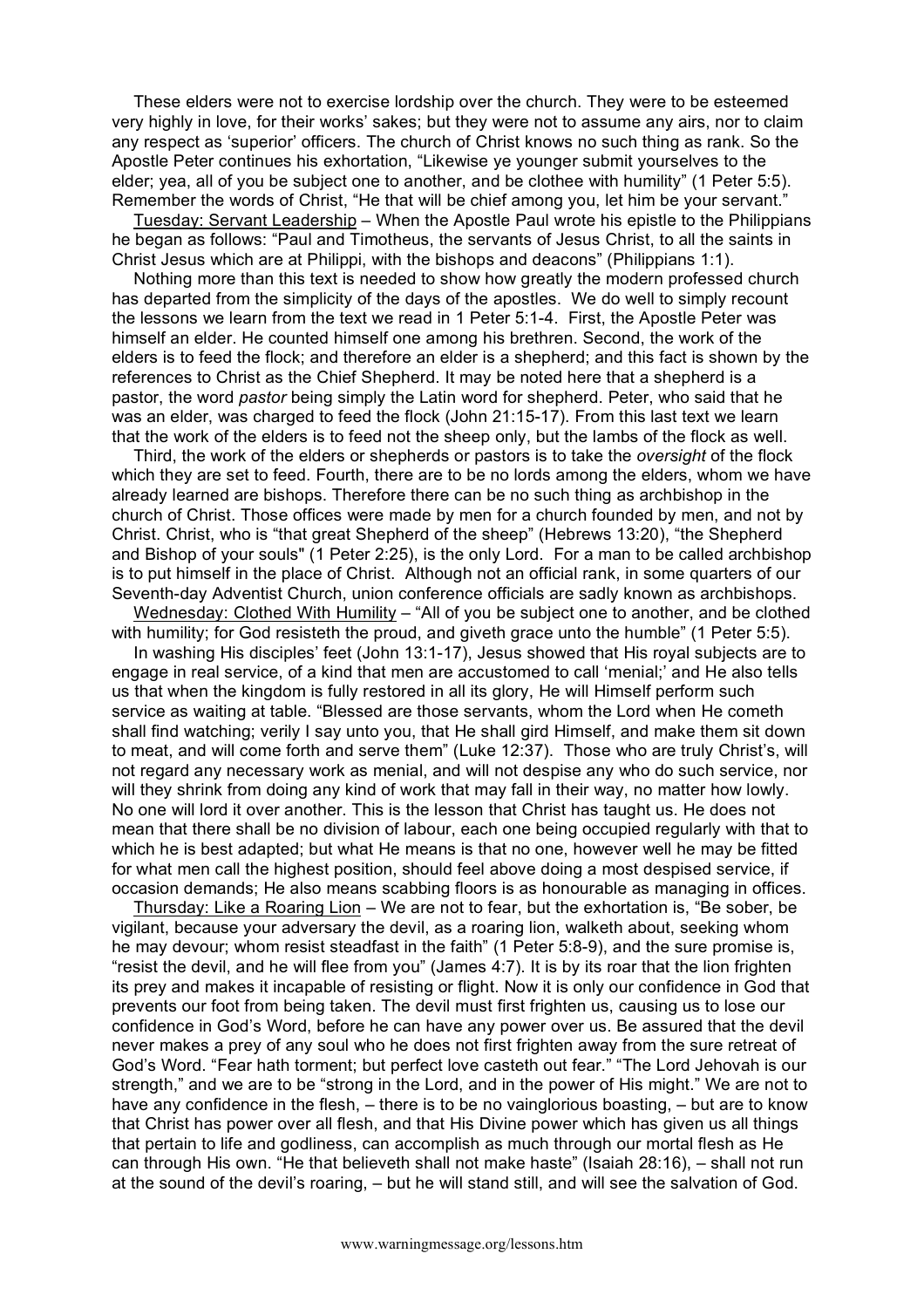These elders were not to exercise lordship over the church. They were to be esteemed very highly in love, for their works' sakes; but they were not to assume any airs, nor to claim any respect as 'superior' officers. The church of Christ knows no such thing as rank. So the Apostle Peter continues his exhortation, "Likewise ye younger submit yourselves to the elder; yea, all of you be subject one to another, and be clothee with humility" (1 Peter 5:5). Remember the words of Christ, "He that will be chief among you, let him be your servant."

<u>Tuesday: Servant Leadership</u> – When the Apostle Paul wrote his epistle to the Philippians he began as follows: "Paul and Timotheus, the servants of Jesus Christ, to all the saints in Christ Jesus which are at Philippi, with the bishops and deacons" (Philippians 1:1).

Nothing more than this text is needed to show how greatly the modern professed church has departed from the simplicity of the days of the apostles. We do well to simply recount the lessons we learn from the text we read in 1 Peter 5:1-4. First, the Apostle Peter was himself an elder. He counted himself one among his brethren. Second, the work of the elders is to feed the flock; and therefore an elder is a shepherd; and this fact is shown by the references to Christ as the Chief Shepherd. It may be noted here that a shepherd is a pastor, the word *pastor* being simply the Latin word for shepherd. Peter, who said that he was an elder, was charged to feed the flock (John 21:15-17). From this last text we learn that the work of the elders is to feed not the sheep only, but the lambs of the flock as well.

Third, the work of the elders or shepherds or pastors is to take the *oversight* of the flock which they are set to feed. Fourth, there are to be no lords among the elders, whom we have already learned are bishops. Therefore there can be no such thing as archbishop in the church of Christ. Those offices were made by men for a church founded by men, and not by Christ. Christ, who is "that great Shepherd of the sheep" (Hebrews 13:20), "the Shepherd and Bishop of your souls" (1 Peter 2:25), is the only Lord. For a man to be called archbishop is to put himself in the place of Christ. Although not an official rank, in some quarters of our Seventh-day Adventist Church, union conference officials are sadly known as archbishops.

<u>Wednesday: Clothed With Humility</u> – "All of you be subject one to another, and be clothed with humility; for God resisteth the proud, and giveth grace unto the humble" (1 Peter 5:5).

In washing His disciples' feet (John 13:1-17), Jesus showed that His royal subjects are to engage in real service, of a kind that men are accustomed to call 'menial;' and He also tells us that when the kingdom is fully restored in all its glory, He will Himself perform such service as waiting at table. "Blessed are those servants, whom the Lord when He cometh shall find watching; verily I say unto you, that He shall gird Himself, and make them sit down to meat, and will come forth and serve them" (Luke 12:37). Those who are truly Christ's, will not regard any necessary work as menial, and will not despise any who do such service, nor will they shrink from doing any kind of work that may fall in their way, no matter how lowly. No one will lord it over another. This is the lesson that Christ has taught us. He does not mean that there shall be no division of labour, each one being occupied regularly with that to which he is best adapted; but what He means is that no one, however well he may be fitted for what men call the highest position, should feel above doing a most despised service, if occasion demands; He also means scabbing floors is as honourable as managing in offices.

<u>Thursday: Like a Roaring Lion</u> – We are not to fear, but the exhortation is, "Be sober, be vigilant, because your adversary the devil, as a roaring lion, walketh about, seeking whom he may devour; whom resist steadfast in the faith" (1 Peter 5:8-9), and the sure promise is, "resist the devil, and he will flee from you" (James 4:7). It is by its roar that the lion frighten its prey and makes it incapable of resisting or flight. Now it is only our confidence in God that prevents our foot from being taken. The devil must first frighten us, causing us to lose our confidence in God's Word, before he can have any power over us. Be assured that the devil never makes a prey of any soul who he does not first frighten away from the sure retreat of God's Word. "Fear hath torment; but perfect love casteth out fear." "The Lord Jehovah is our strength," and we are to be "strong in the Lord, and in the power of His might." We are not to have any confidence in the flesh, – there is to be no vainglorious boasting, – but are to know that Christ has power over all flesh, and that His Divine power which has given us all things that pertain to life and godliness, can accomplish as much through our mortal flesh as He can through His own. "He that believeth shall not make haste" (Isaiah 28:16), – shall not run at the sound of the devil's roaring, – but he will stand still, and will see the salvation of God.